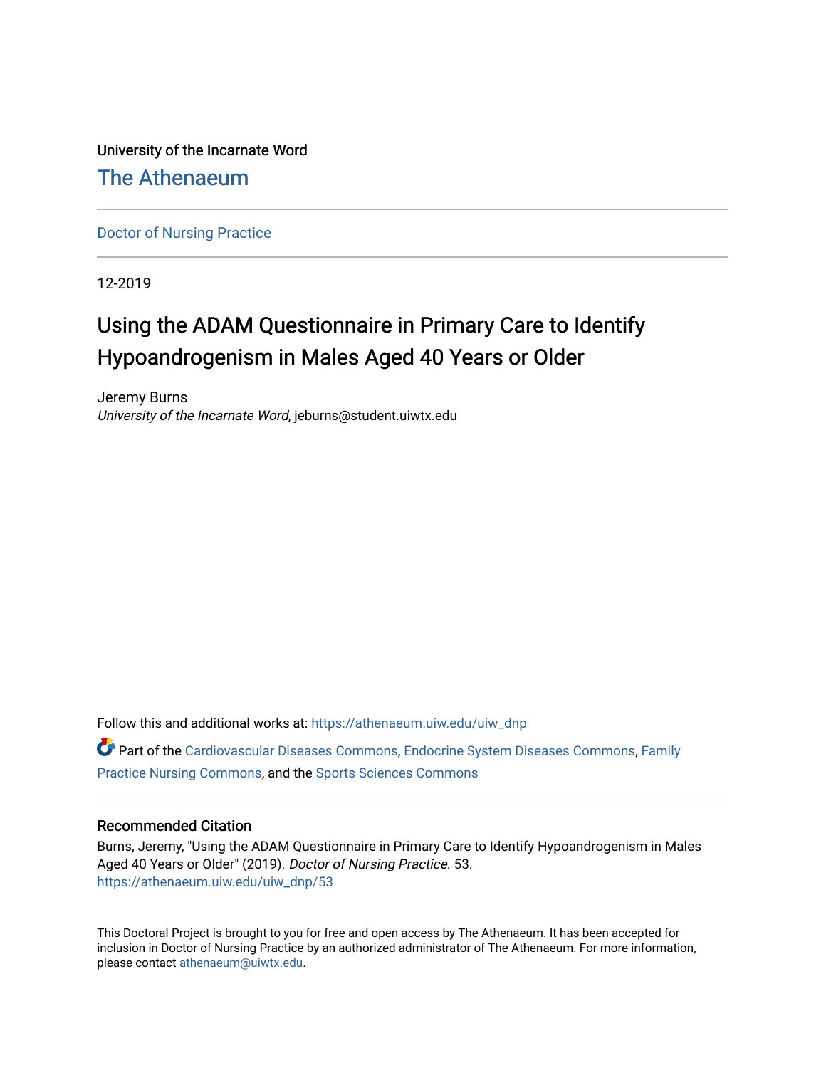University of the Incarnate Word

## The Athenaeum

Doctor of Nursing Practice

12-2019

# Using the ADAM Questionnaire in Primary Care to Identify Hypoandrogenism in Males Aged 40 Years or Older

Jeremy Burns
*University of the Incarnate Word*, jeburns@student.uiwtx.edu

Follow this and additional works at: https://athenaeum.uiw.edu/uiw_dnp

Part of the Cardiovascular Diseases Commons, Endocrine System Diseases Commons, Family Practice Nursing Commons, and the Sports Sciences Commons

### Recommended Citation

Burns, Jeremy, "Using the ADAM Questionnaire in Primary Care to Identify Hypoandrogenism in Males Aged 40 Years or Older" (2019). *Doctor of Nursing Practice*. 53.
https://athenaeum.uiw.edu/uiw_dnp/53

This Doctoral Project is brought to you for free and open access by The Athenaeum. It has been accepted for inclusion in Doctor of Nursing Practice by an authorized administrator of The Athenaeum. For more information, please contact athenaeum@uiwtx.edu.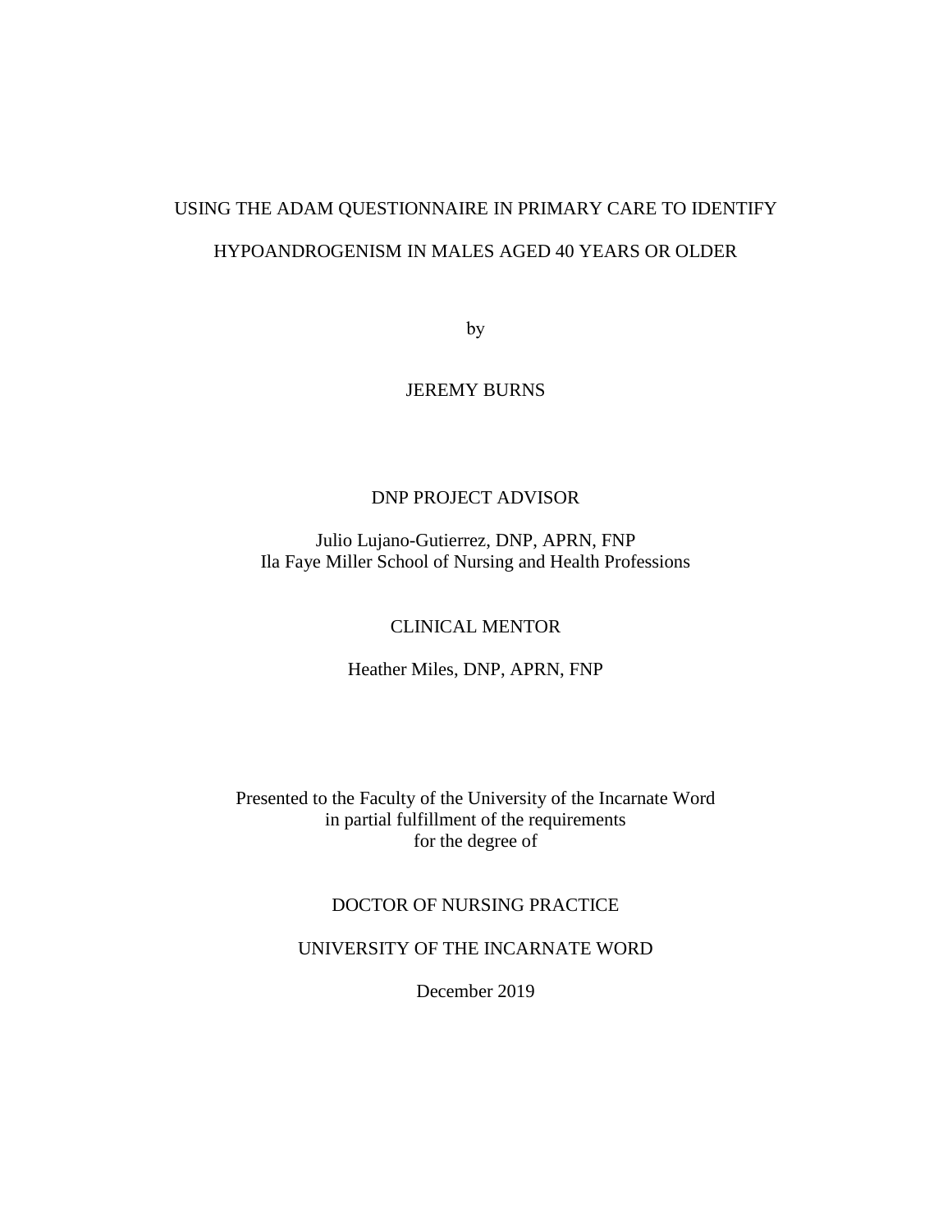# USING THE ADAM QUESTIONNAIRE IN PRIMARY CARE TO IDENTIFY HYPOANDROGENISM IN MALES AGED 40 YEARS OR OLDER

by

JEREMY BURNS

DNP PROJECT ADVISOR

Julio Lujano-Gutierrez, DNP, APRN, FNP
Ila Faye Miller School of Nursing and Health Professions

CLINICAL MENTOR

Heather Miles, DNP, APRN, FNP

Presented to the Faculty of the University of the Incarnate Word
in partial fulfillment of the requirements
for the degree of

DOCTOR OF NURSING PRACTICE

UNIVERSITY OF THE INCARNATE WORD

December 2019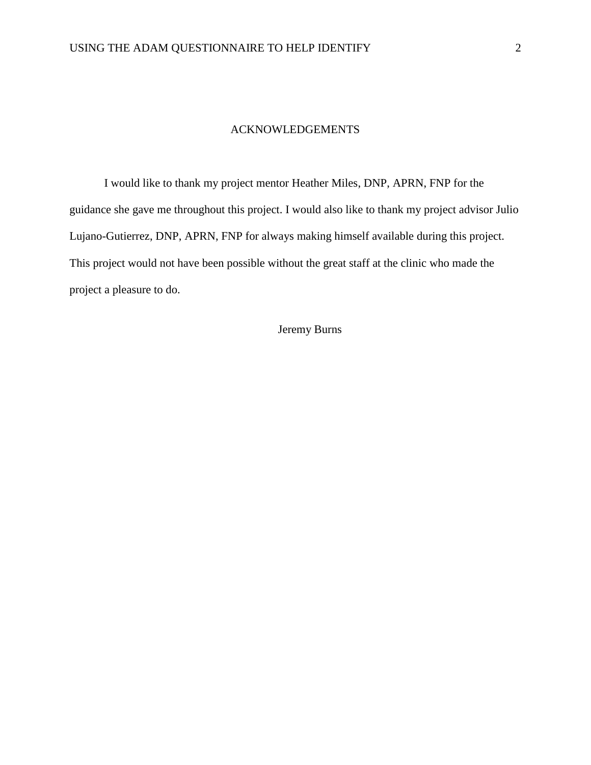# ACKNOWLEDGEMENTS

I would like to thank my project mentor Heather Miles, DNP, APRN, FNP for the guidance she gave me throughout this project. I would also like to thank my project advisor Julio Lujano-Gutierrez, DNP, APRN, FNP for always making himself available during this project. This project would not have been possible without the great staff at the clinic who made the project a pleasure to do.

Jeremy Burns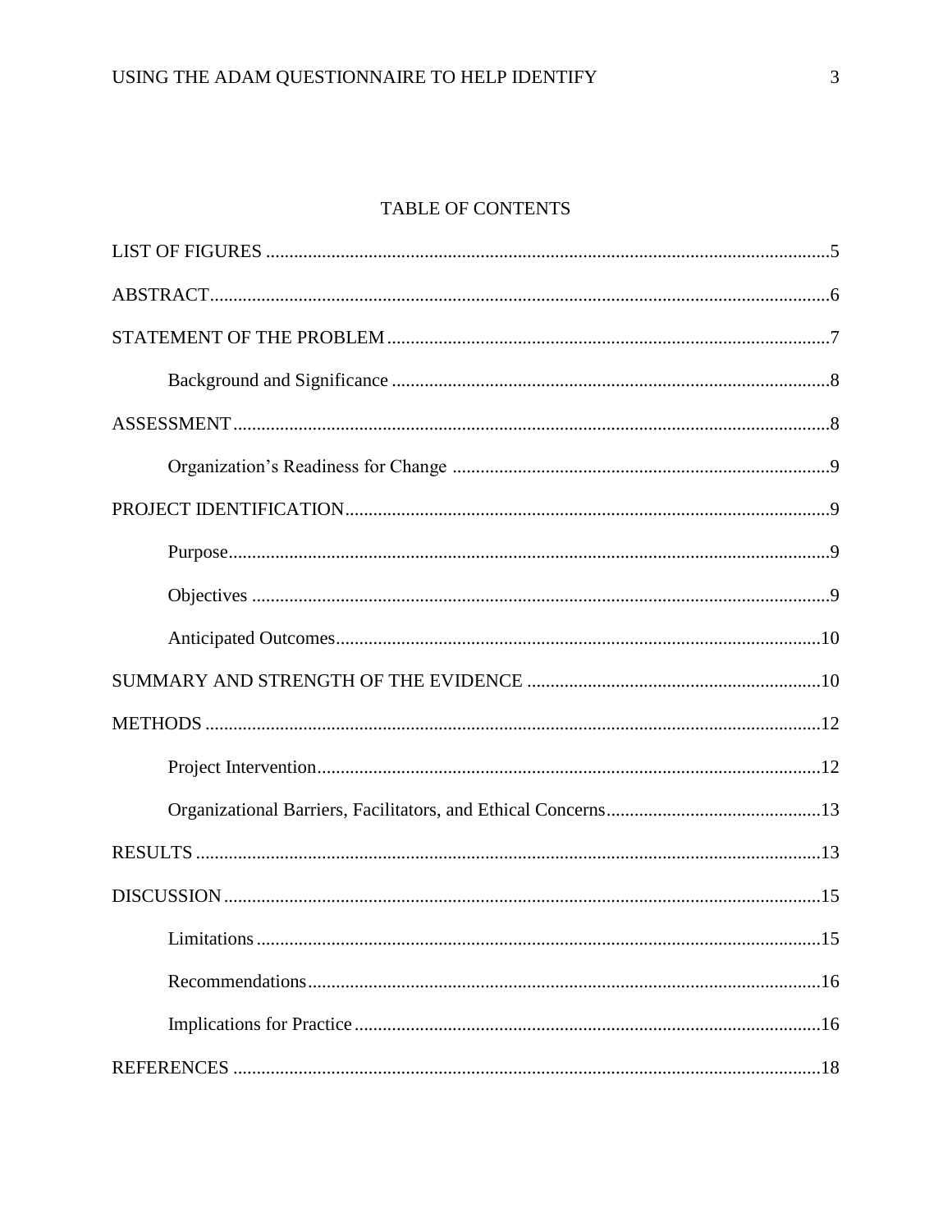# TABLE OF CONTENTS

LIST OF FIGURES .....5

ABSTRACT .....6

STATEMENT OF THE PROBLEM .....7

- Background and Significance .....8

ASSESSMENT .....8

- Organization's Readiness for Change .....9

PROJECT IDENTIFICATION .....9

- Purpose .....9
- Objectives .....9
- Anticipated Outcomes .....10

SUMMARY AND STRENGTH OF THE EVIDENCE .....10

METHODS .....12

- Project Intervention .....12
- Organizational Barriers, Facilitators, and Ethical Concerns .....13

RESULTS .....13

DISCUSSION .....15

- Limitations .....15
- Recommendations .....16
- Implications for Practice .....16

REFERENCES .....18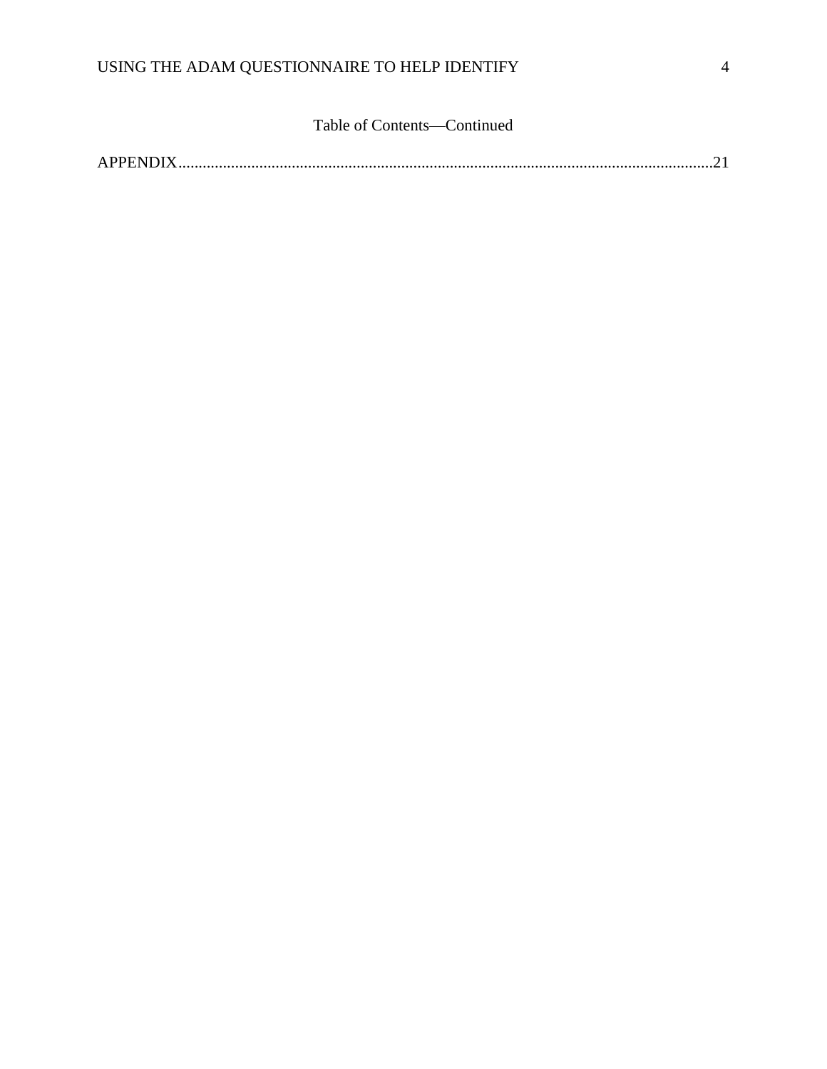Table of Contents—Continued

APPENDIX....................................................................................................................................21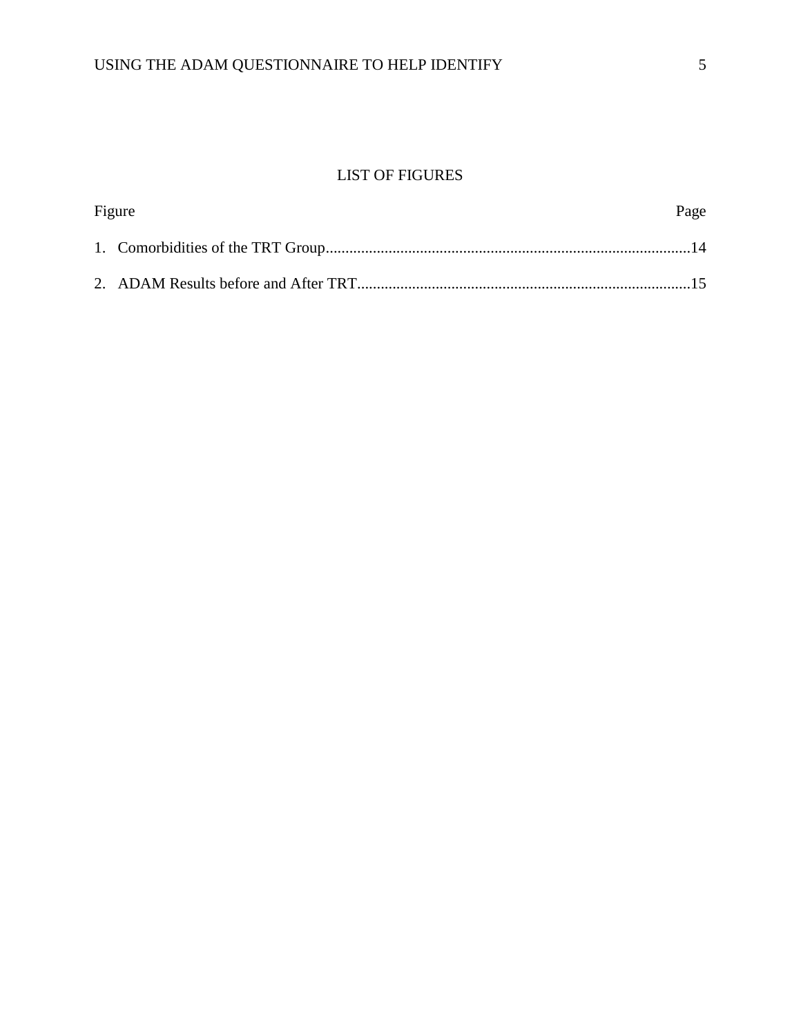# LIST OF FIGURES

| Figure | Page |
| --- | --- |
| 1. Comorbidities of the TRT Group | 14 |
| 2. ADAM Results before and After TRT | 15 |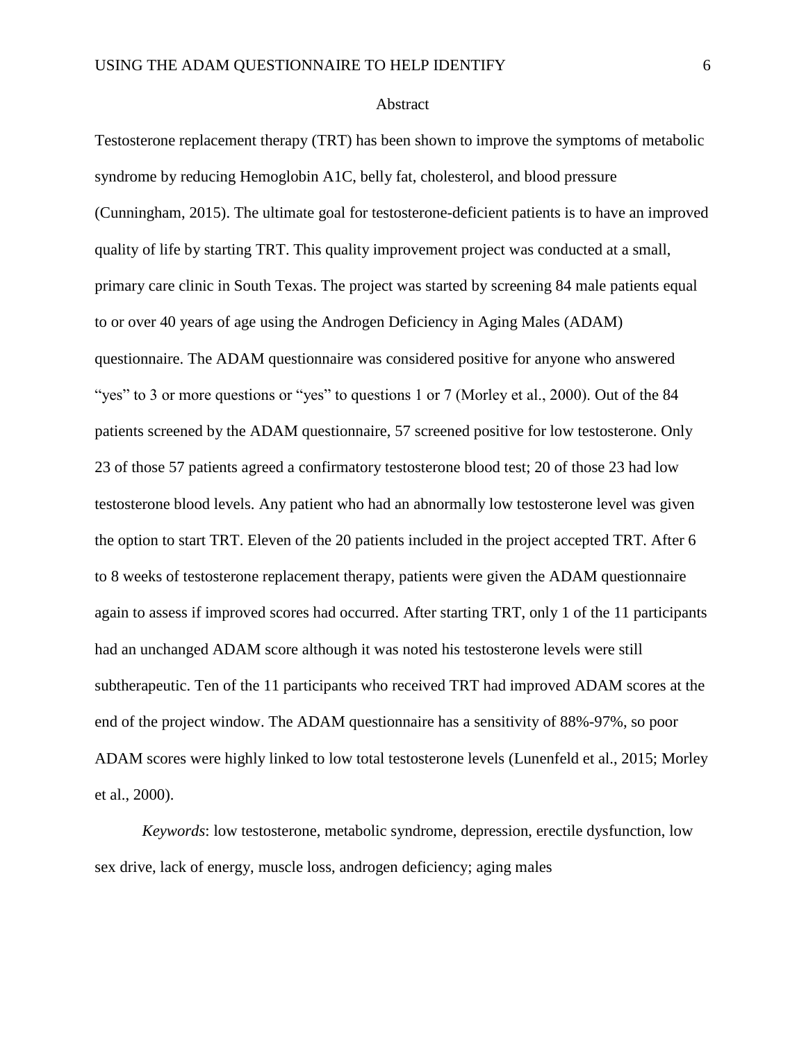## Abstract

Testosterone replacement therapy (TRT) has been shown to improve the symptoms of metabolic syndrome by reducing Hemoglobin A1C, belly fat, cholesterol, and blood pressure (Cunningham, 2015). The ultimate goal for testosterone-deficient patients is to have an improved quality of life by starting TRT. This quality improvement project was conducted at a small, primary care clinic in South Texas. The project was started by screening 84 male patients equal to or over 40 years of age using the Androgen Deficiency in Aging Males (ADAM) questionnaire. The ADAM questionnaire was considered positive for anyone who answered "yes" to 3 or more questions or "yes" to questions 1 or 7 (Morley et al., 2000). Out of the 84 patients screened by the ADAM questionnaire, 57 screened positive for low testosterone. Only 23 of those 57 patients agreed a confirmatory testosterone blood test; 20 of those 23 had low testosterone blood levels. Any patient who had an abnormally low testosterone level was given the option to start TRT. Eleven of the 20 patients included in the project accepted TRT. After 6 to 8 weeks of testosterone replacement therapy, patients were given the ADAM questionnaire again to assess if improved scores had occurred. After starting TRT, only 1 of the 11 participants had an unchanged ADAM score although it was noted his testosterone levels were still subtherapeutic. Ten of the 11 participants who received TRT had improved ADAM scores at the end of the project window. The ADAM questionnaire has a sensitivity of 88%-97%, so poor ADAM scores were highly linked to low total testosterone levels (Lunenfeld et al., 2015; Morley et al., 2000).

*Keywords*: low testosterone, metabolic syndrome, depression, erectile dysfunction, low sex drive, lack of energy, muscle loss, androgen deficiency; aging males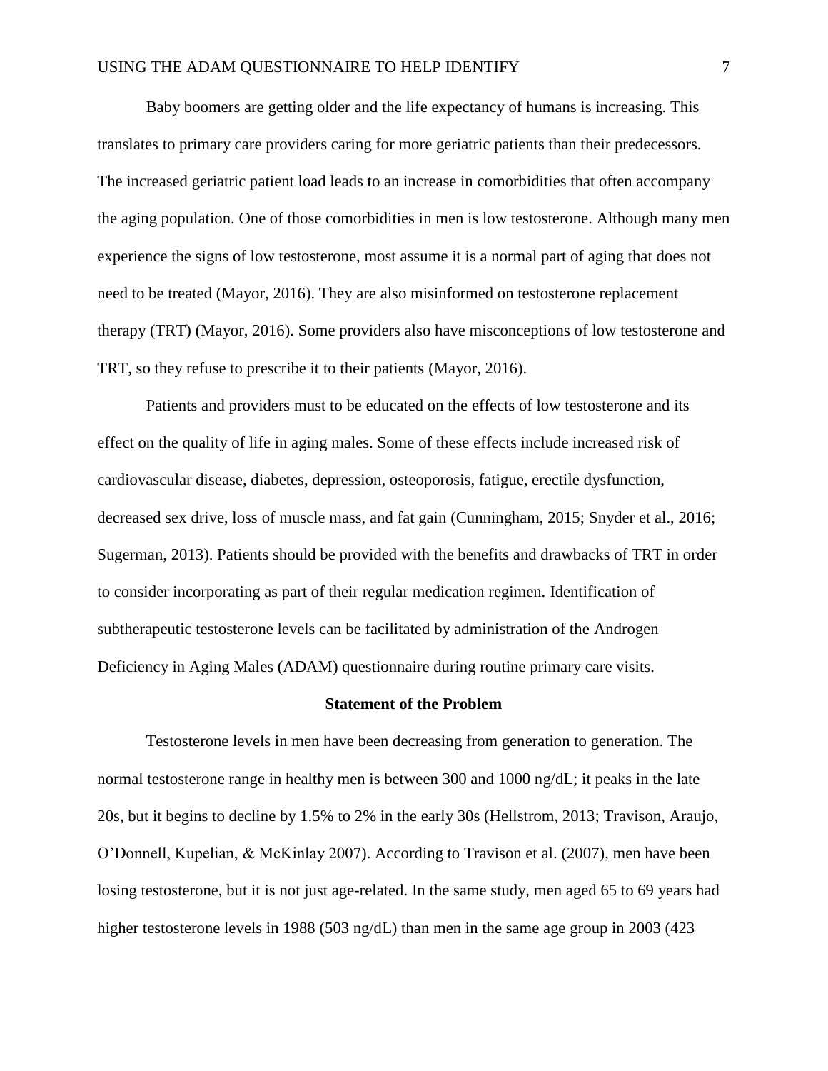Baby boomers are getting older and the life expectancy of humans is increasing. This translates to primary care providers caring for more geriatric patients than their predecessors. The increased geriatric patient load leads to an increase in comorbidities that often accompany the aging population. One of those comorbidities in men is low testosterone. Although many men experience the signs of low testosterone, most assume it is a normal part of aging that does not need to be treated (Mayor, 2016). They are also misinformed on testosterone replacement therapy (TRT) (Mayor, 2016). Some providers also have misconceptions of low testosterone and TRT, so they refuse to prescribe it to their patients (Mayor, 2016).

Patients and providers must to be educated on the effects of low testosterone and its effect on the quality of life in aging males. Some of these effects include increased risk of cardiovascular disease, diabetes, depression, osteoporosis, fatigue, erectile dysfunction, decreased sex drive, loss of muscle mass, and fat gain (Cunningham, 2015; Snyder et al., 2016; Sugerman, 2013). Patients should be provided with the benefits and drawbacks of TRT in order to consider incorporating as part of their regular medication regimen. Identification of subtherapeutic testosterone levels can be facilitated by administration of the Androgen Deficiency in Aging Males (ADAM) questionnaire during routine primary care visits.

## Statement of the Problem

Testosterone levels in men have been decreasing from generation to generation. The normal testosterone range in healthy men is between 300 and 1000 ng/dL; it peaks in the late 20s, but it begins to decline by 1.5% to 2% in the early 30s (Hellstrom, 2013; Travison, Araujo, O'Donnell, Kupelian, & McKinlay 2007). According to Travison et al. (2007), men have been losing testosterone, but it is not just age-related. In the same study, men aged 65 to 69 years had higher testosterone levels in 1988 (503 ng/dL) than men in the same age group in 2003 (423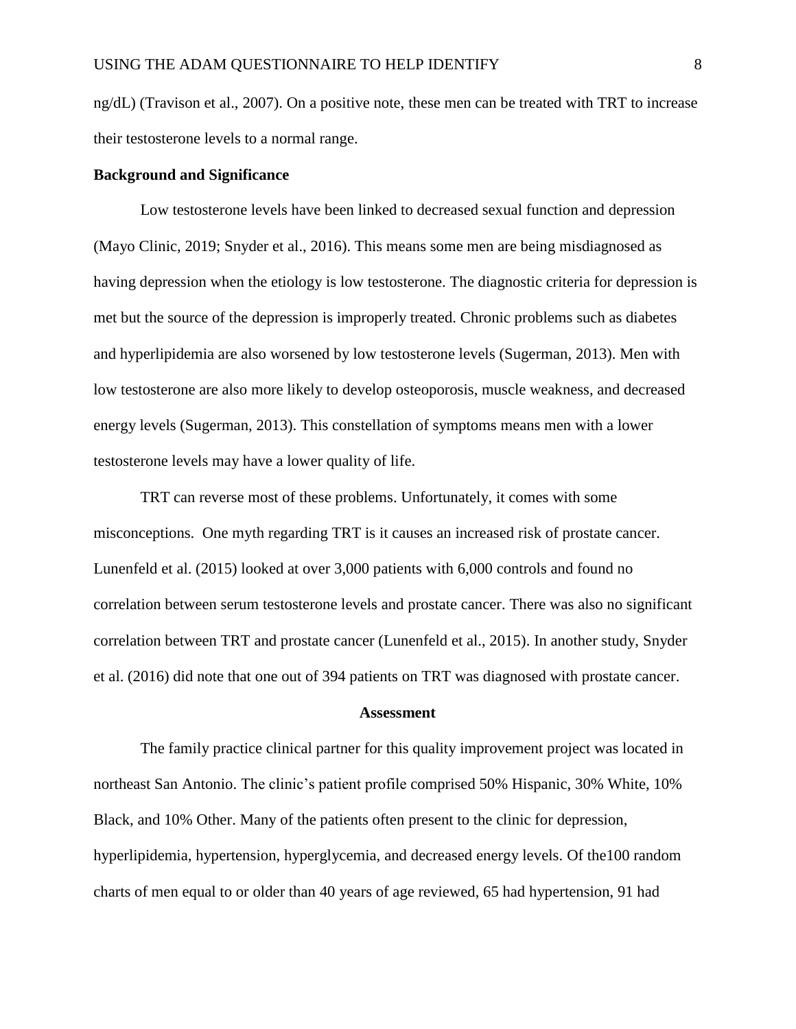ng/dL) (Travison et al., 2007). On a positive note, these men can be treated with TRT to increase their testosterone levels to a normal range.

**Background and Significance**

Low testosterone levels have been linked to decreased sexual function and depression (Mayo Clinic, 2019; Snyder et al., 2016). This means some men are being misdiagnosed as having depression when the etiology is low testosterone. The diagnostic criteria for depression is met but the source of the depression is improperly treated. Chronic problems such as diabetes and hyperlipidemia are also worsened by low testosterone levels (Sugerman, 2013). Men with low testosterone are also more likely to develop osteoporosis, muscle weakness, and decreased energy levels (Sugerman, 2013). This constellation of symptoms means men with a lower testosterone levels may have a lower quality of life.

TRT can reverse most of these problems. Unfortunately, it comes with some misconceptions. One myth regarding TRT is it causes an increased risk of prostate cancer. Lunenfeld et al. (2015) looked at over 3,000 patients with 6,000 controls and found no correlation between serum testosterone levels and prostate cancer. There was also no significant correlation between TRT and prostate cancer (Lunenfeld et al., 2015). In another study, Snyder et al. (2016) did note that one out of 394 patients on TRT was diagnosed with prostate cancer.

## Assessment

The family practice clinical partner for this quality improvement project was located in northeast San Antonio. The clinic's patient profile comprised 50% Hispanic, 30% White, 10% Black, and 10% Other. Many of the patients often present to the clinic for depression, hyperlipidemia, hypertension, hyperglycemia, and decreased energy levels. Of the100 random charts of men equal to or older than 40 years of age reviewed, 65 had hypertension, 91 had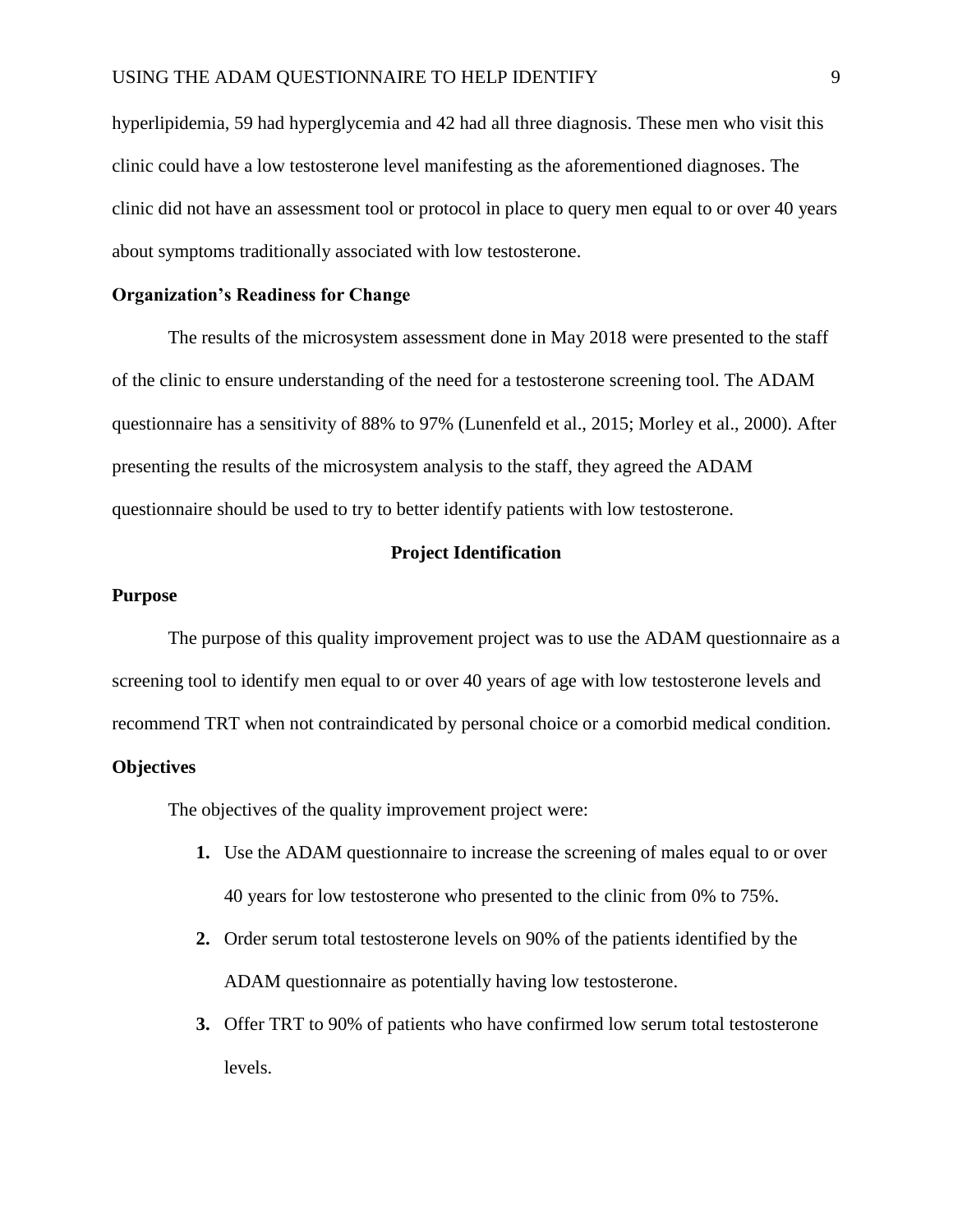hyperlipidemia, 59 had hyperglycemia and 42 had all three diagnosis. These men who visit this clinic could have a low testosterone level manifesting as the aforementioned diagnoses. The clinic did not have an assessment tool or protocol in place to query men equal to or over 40 years about symptoms traditionally associated with low testosterone.

### Organization's Readiness for Change

The results of the microsystem assessment done in May 2018 were presented to the staff of the clinic to ensure understanding of the need for a testosterone screening tool. The ADAM questionnaire has a sensitivity of 88% to 97% (Lunenfeld et al., 2015; Morley et al., 2000). After presenting the results of the microsystem analysis to the staff, they agreed the ADAM questionnaire should be used to try to better identify patients with low testosterone.

## Project Identification

### Purpose

The purpose of this quality improvement project was to use the ADAM questionnaire as a screening tool to identify men equal to or over 40 years of age with low testosterone levels and recommend TRT when not contraindicated by personal choice or a comorbid medical condition.

### Objectives

The objectives of the quality improvement project were:

1. Use the ADAM questionnaire to increase the screening of males equal to or over 40 years for low testosterone who presented to the clinic from 0% to 75%.
2. Order serum total testosterone levels on 90% of the patients identified by the ADAM questionnaire as potentially having low testosterone.
3. Offer TRT to 90% of patients who have confirmed low serum total testosterone levels.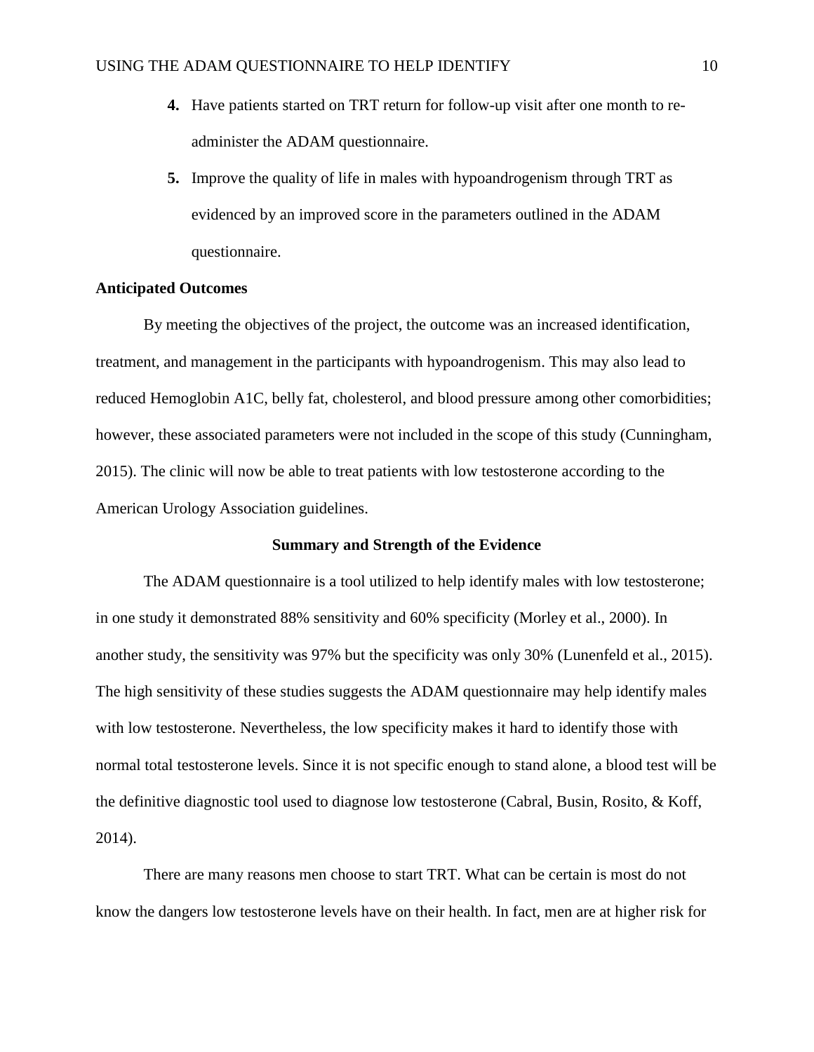4. Have patients started on TRT return for follow-up visit after one month to re-administer the ADAM questionnaire.
5. Improve the quality of life in males with hypoandrogenism through TRT as evidenced by an improved score in the parameters outlined in the ADAM questionnaire.

**Anticipated Outcomes**

By meeting the objectives of the project, the outcome was an increased identification, treatment, and management in the participants with hypoandrogenism. This may also lead to reduced Hemoglobin A1C, belly fat, cholesterol, and blood pressure among other comorbidities; however, these associated parameters were not included in the scope of this study (Cunningham, 2015). The clinic will now be able to treat patients with low testosterone according to the American Urology Association guidelines.

## Summary and Strength of the Evidence

The ADAM questionnaire is a tool utilized to help identify males with low testosterone; in one study it demonstrated 88% sensitivity and 60% specificity (Morley et al., 2000). In another study, the sensitivity was 97% but the specificity was only 30% (Lunenfeld et al., 2015). The high sensitivity of these studies suggests the ADAM questionnaire may help identify males with low testosterone. Nevertheless, the low specificity makes it hard to identify those with normal total testosterone levels. Since it is not specific enough to stand alone, a blood test will be the definitive diagnostic tool used to diagnose low testosterone (Cabral, Busin, Rosito, & Koff, 2014).

There are many reasons men choose to start TRT. What can be certain is most do not know the dangers low testosterone levels have on their health. In fact, men are at higher risk for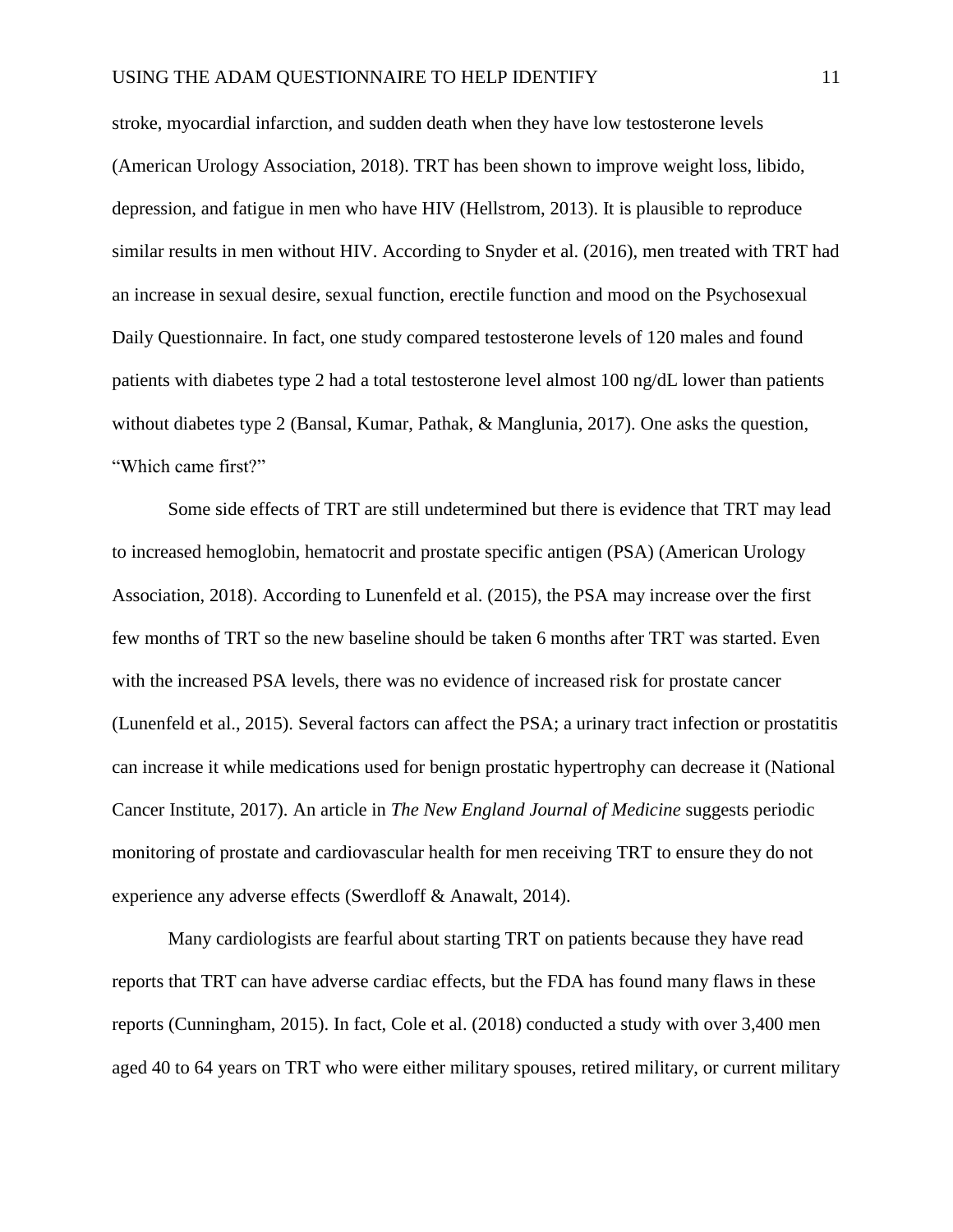stroke, myocardial infarction, and sudden death when they have low testosterone levels (American Urology Association, 2018). TRT has been shown to improve weight loss, libido, depression, and fatigue in men who have HIV (Hellstrom, 2013). It is plausible to reproduce similar results in men without HIV. According to Snyder et al. (2016), men treated with TRT had an increase in sexual desire, sexual function, erectile function and mood on the Psychosexual Daily Questionnaire. In fact, one study compared testosterone levels of 120 males and found patients with diabetes type 2 had a total testosterone level almost 100 ng/dL lower than patients without diabetes type 2 (Bansal, Kumar, Pathak, & Manglunia, 2017). One asks the question, "Which came first?"

Some side effects of TRT are still undetermined but there is evidence that TRT may lead to increased hemoglobin, hematocrit and prostate specific antigen (PSA) (American Urology Association, 2018). According to Lunenfeld et al. (2015), the PSA may increase over the first few months of TRT so the new baseline should be taken 6 months after TRT was started. Even with the increased PSA levels, there was no evidence of increased risk for prostate cancer (Lunenfeld et al., 2015). Several factors can affect the PSA; a urinary tract infection or prostatitis can increase it while medications used for benign prostatic hypertrophy can decrease it (National Cancer Institute, 2017). An article in *The New England Journal of Medicine* suggests periodic monitoring of prostate and cardiovascular health for men receiving TRT to ensure they do not experience any adverse effects (Swerdloff & Anawalt, 2014).

Many cardiologists are fearful about starting TRT on patients because they have read reports that TRT can have adverse cardiac effects, but the FDA has found many flaws in these reports (Cunningham, 2015). In fact, Cole et al. (2018) conducted a study with over 3,400 men aged 40 to 64 years on TRT who were either military spouses, retired military, or current military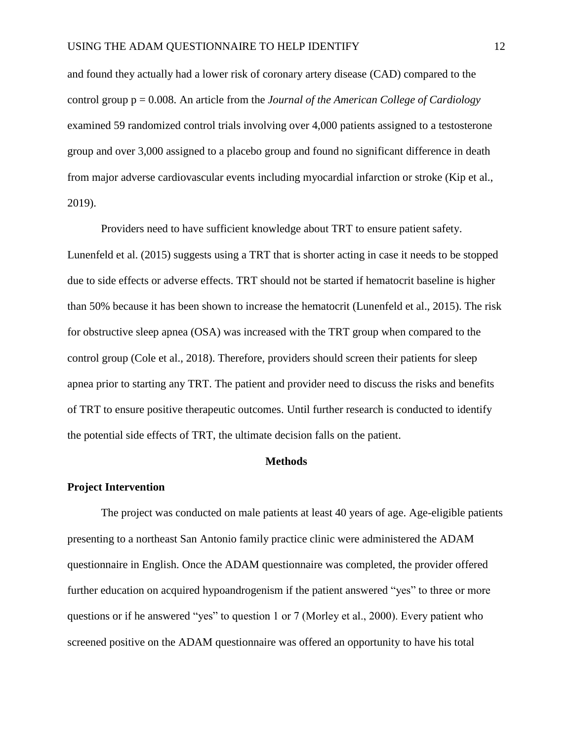and found they actually had a lower risk of coronary artery disease (CAD) compared to the control group $p = 0.008$. An article from the *Journal of the American College of Cardiology* examined 59 randomized control trials involving over 4,000 patients assigned to a testosterone group and over 3,000 assigned to a placebo group and found no significant difference in death from major adverse cardiovascular events including myocardial infarction or stroke (Kip et al., 2019).

Providers need to have sufficient knowledge about TRT to ensure patient safety. Lunenfeld et al. (2015) suggests using a TRT that is shorter acting in case it needs to be stopped due to side effects or adverse effects. TRT should not be started if hematocrit baseline is higher than 50% because it has been shown to increase the hematocrit (Lunenfeld et al., 2015). The risk for obstructive sleep apnea (OSA) was increased with the TRT group when compared to the control group (Cole et al., 2018). Therefore, providers should screen their patients for sleep apnea prior to starting any TRT. The patient and provider need to discuss the risks and benefits of TRT to ensure positive therapeutic outcomes. Until further research is conducted to identify the potential side effects of TRT, the ultimate decision falls on the patient.

## Methods

### Project Intervention

The project was conducted on male patients at least 40 years of age. Age-eligible patients presenting to a northeast San Antonio family practice clinic were administered the ADAM questionnaire in English. Once the ADAM questionnaire was completed, the provider offered further education on acquired hypoandrogenism if the patient answered "yes" to three or more questions or if he answered "yes" to question 1 or 7 (Morley et al., 2000). Every patient who screened positive on the ADAM questionnaire was offered an opportunity to have his total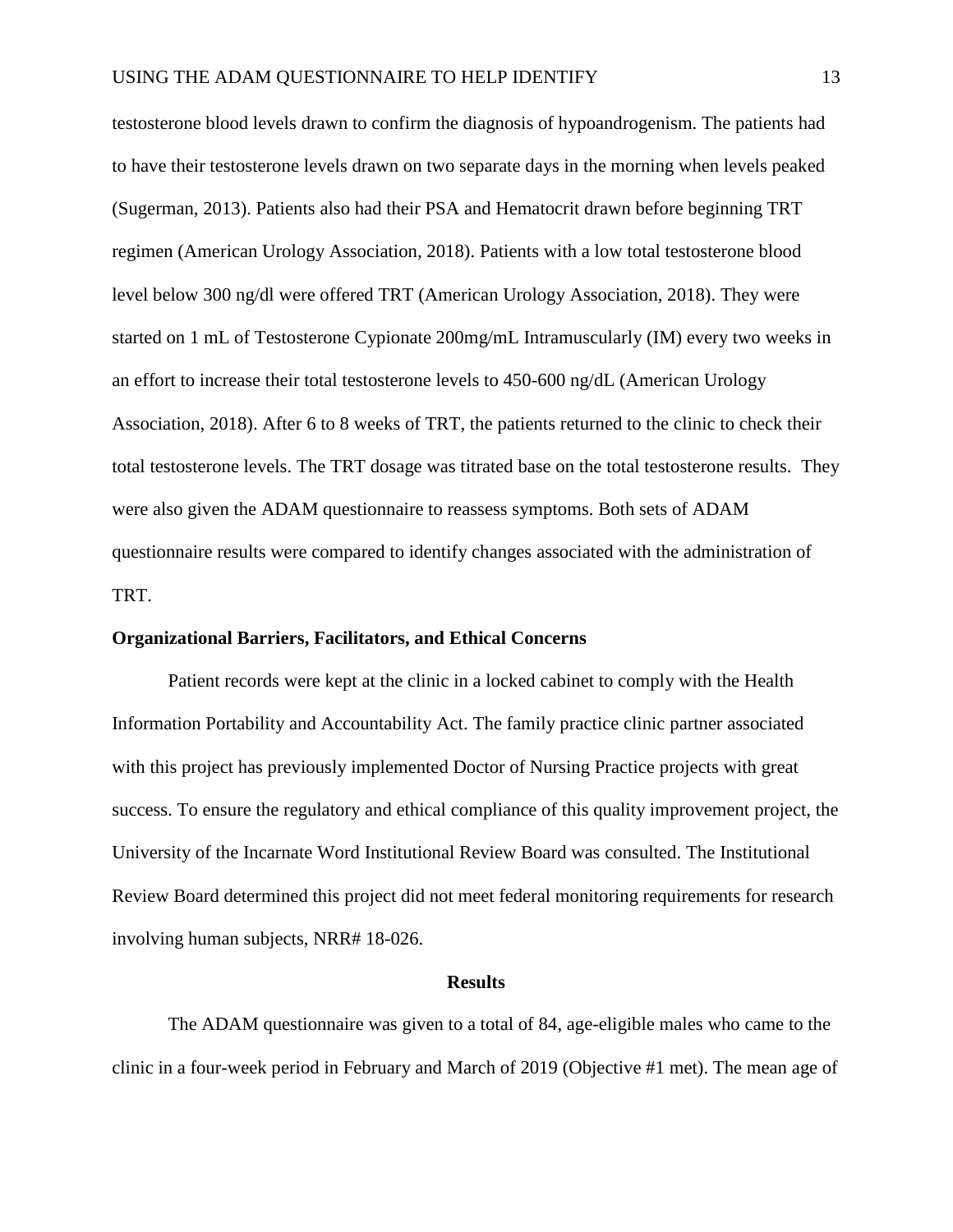testosterone blood levels drawn to confirm the diagnosis of hypoandrogenism. The patients had to have their testosterone levels drawn on two separate days in the morning when levels peaked (Sugerman, 2013). Patients also had their PSA and Hematocrit drawn before beginning TRT regimen (American Urology Association, 2018). Patients with a low total testosterone blood level below 300 ng/dl were offered TRT (American Urology Association, 2018). They were started on 1 mL of Testosterone Cypionate 200mg/mL Intramuscularly (IM) every two weeks in an effort to increase their total testosterone levels to 450-600 ng/dL (American Urology Association, 2018). After 6 to 8 weeks of TRT, the patients returned to the clinic to check their total testosterone levels. The TRT dosage was titrated base on the total testosterone results. They were also given the ADAM questionnaire to reassess symptoms. Both sets of ADAM questionnaire results were compared to identify changes associated with the administration of TRT.

**Organizational Barriers, Facilitators, and Ethical Concerns**

Patient records were kept at the clinic in a locked cabinet to comply with the Health Information Portability and Accountability Act. The family practice clinic partner associated with this project has previously implemented Doctor of Nursing Practice projects with great success. To ensure the regulatory and ethical compliance of this quality improvement project, the University of the Incarnate Word Institutional Review Board was consulted. The Institutional Review Board determined this project did not meet federal monitoring requirements for research involving human subjects, NRR# 18-026.

## Results

The ADAM questionnaire was given to a total of 84, age-eligible males who came to the clinic in a four-week period in February and March of 2019 (Objective #1 met). The mean age of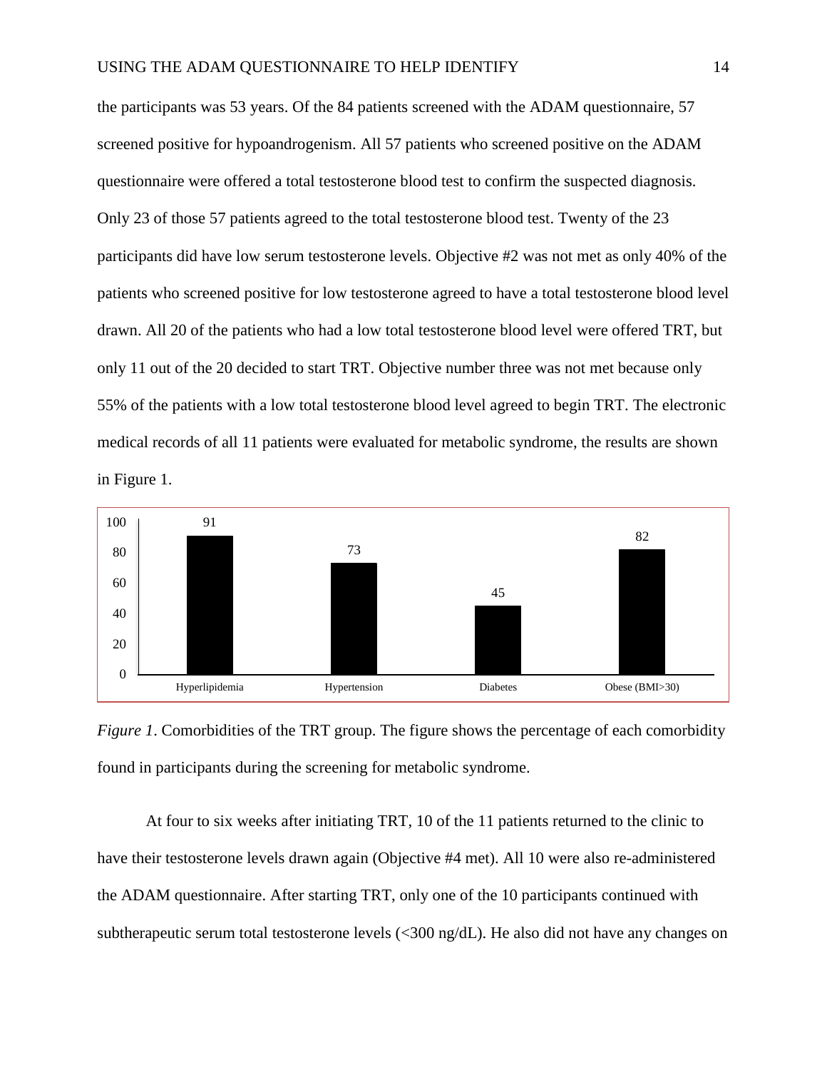the participants was 53 years. Of the 84 patients screened with the ADAM questionnaire, 57 screened positive for hypoandrogenism. All 57 patients who screened positive on the ADAM questionnaire were offered a total testosterone blood test to confirm the suspected diagnosis. Only 23 of those 57 patients agreed to the total testosterone blood test. Twenty of the 23 participants did have low serum testosterone levels. Objective #2 was not met as only 40% of the patients who screened positive for low testosterone agreed to have a total testosterone blood level drawn. All 20 of the patients who had a low total testosterone blood level were offered TRT, but only 11 out of the 20 decided to start TRT. Objective number three was not met because only 55% of the patients with a low total testosterone blood level agreed to begin TRT. The electronic medical records of all 11 patients were evaluated for metabolic syndrome, the results are shown in Figure 1.

| Hyperlipidemia | Hypertension | Diabetes | Obese (BMI>30) |
| --- | --- | --- | --- |
| 91 | 73 | 45 | 82 |

*Figure 1*. Comorbidities of the TRT group. The figure shows the percentage of each comorbidity found in participants during the screening for metabolic syndrome.

At four to six weeks after initiating TRT, 10 of the 11 patients returned to the clinic to have their testosterone levels drawn again (Objective #4 met). All 10 were also re-administered the ADAM questionnaire. After starting TRT, only one of the 10 participants continued with subtherapeutic serum total testosterone levels (<300 ng/dL). He also did not have any changes on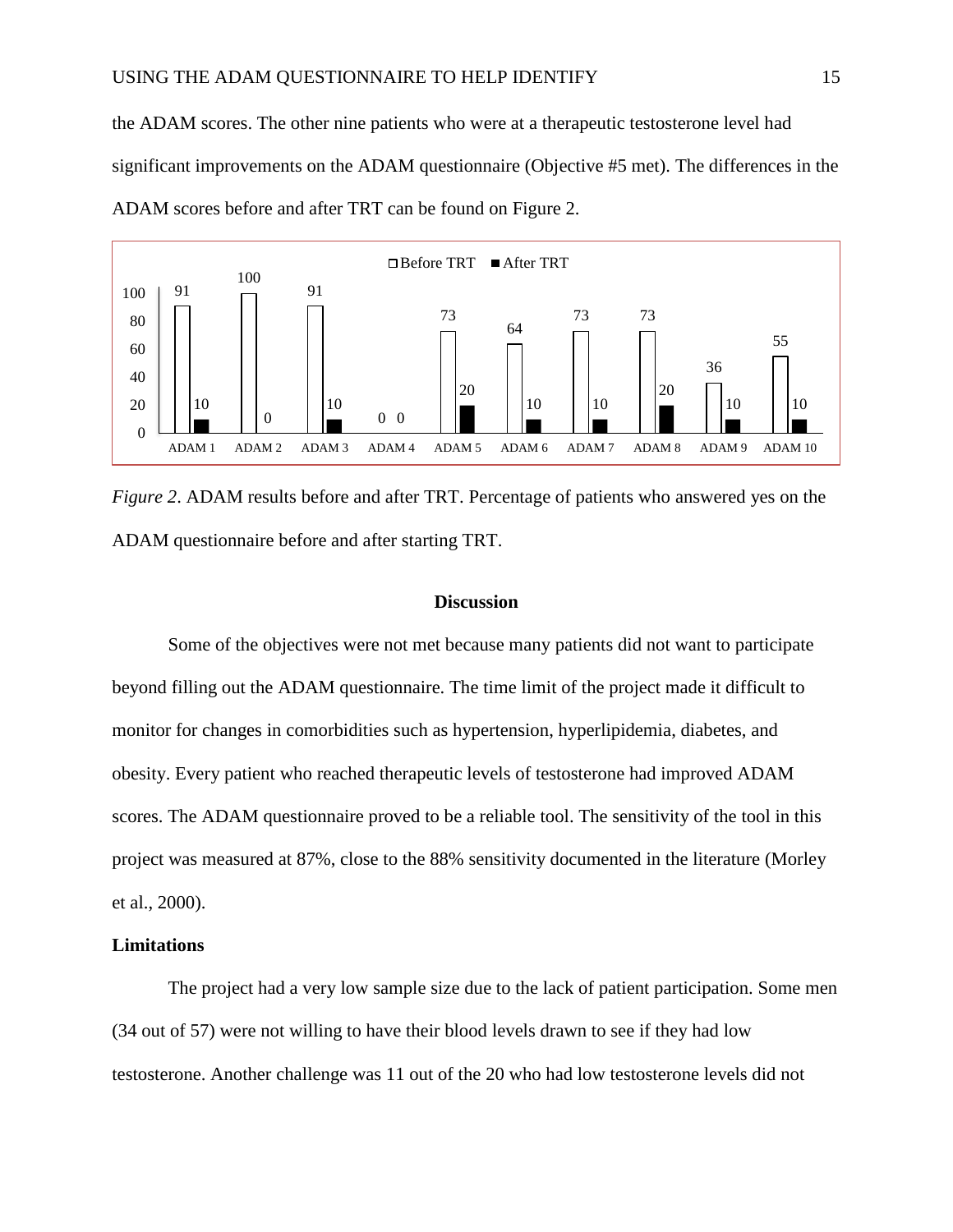the ADAM scores. The other nine patients who were at a therapeutic testosterone level had significant improvements on the ADAM questionnaire (Objective #5 met). The differences in the ADAM scores before and after TRT can be found on Figure 2.

| | ADAM 1 | ADAM 2 | ADAM 3 | ADAM 4 | ADAM 5 | ADAM 6 | ADAM 7 | ADAM 8 | ADAM 9 | ADAM 10 |
|---|---|---|---|---|---|---|---|---|---|---|
| Before TRT | 91 | 100 | 91 | 0 | 73 | 64 | 73 | 73 | 36 | 55 |
| After TRT | 10 | 0 | 10 | 0 | 20 | 10 | 10 | 20 | 10 | 10 |

*Figure 2*. ADAM results before and after TRT. Percentage of patients who answered yes on the ADAM questionnaire before and after starting TRT.

## Discussion

Some of the objectives were not met because many patients did not want to participate beyond filling out the ADAM questionnaire. The time limit of the project made it difficult to monitor for changes in comorbidities such as hypertension, hyperlipidemia, diabetes, and obesity. Every patient who reached therapeutic levels of testosterone had improved ADAM scores. The ADAM questionnaire proved to be a reliable tool. The sensitivity of the tool in this project was measured at 87%, close to the 88% sensitivity documented in the literature (Morley et al., 2000).

### Limitations

The project had a very low sample size due to the lack of patient participation. Some men (34 out of 57) were not willing to have their blood levels drawn to see if they had low testosterone. Another challenge was 11 out of the 20 who had low testosterone levels did not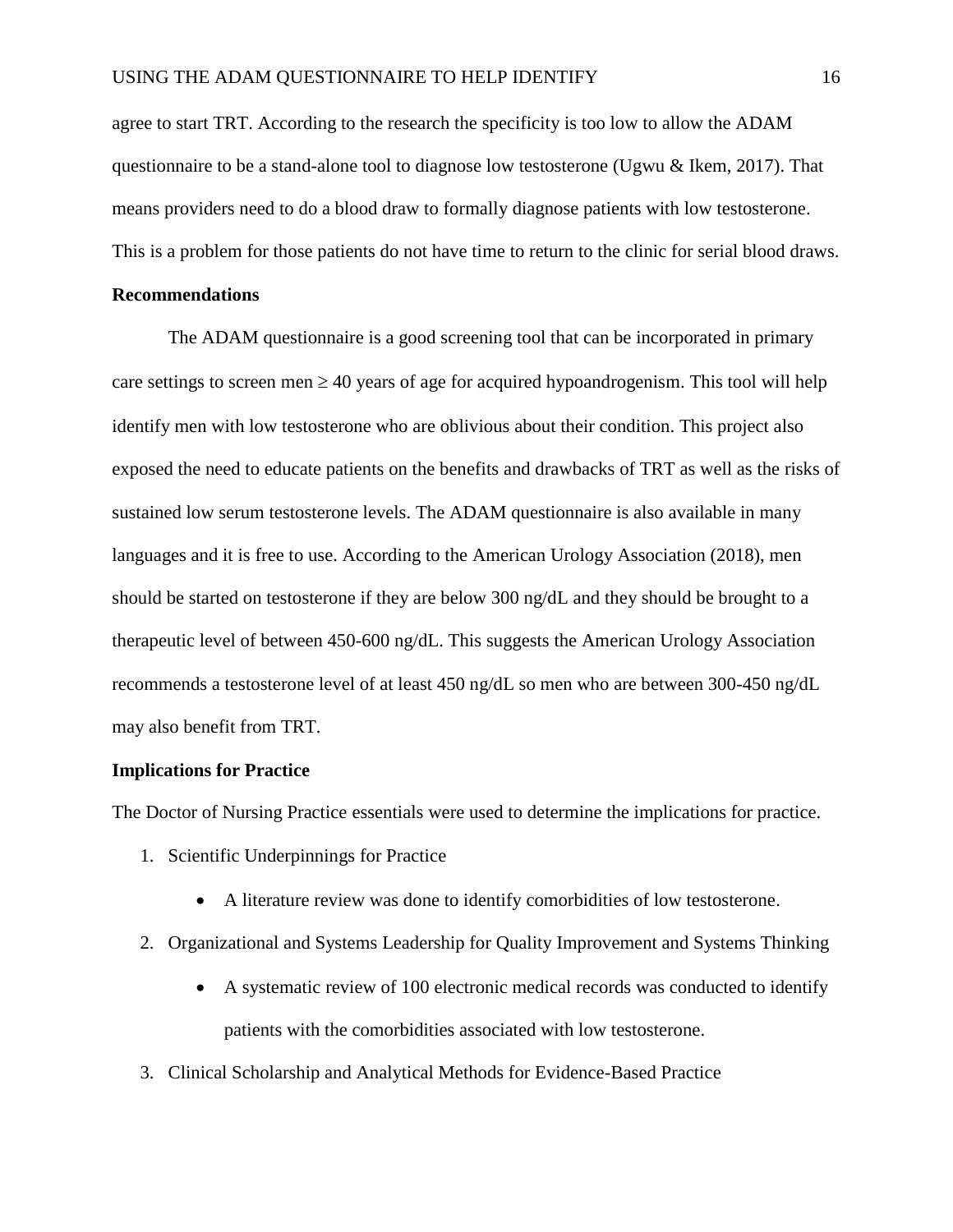agree to start TRT. According to the research the specificity is too low to allow the ADAM questionnaire to be a stand-alone tool to diagnose low testosterone (Ugwu & Ikem, 2017). That means providers need to do a blood draw to formally diagnose patients with low testosterone. This is a problem for those patients do not have time to return to the clinic for serial blood draws.

**Recommendations**

The ADAM questionnaire is a good screening tool that can be incorporated in primary care settings to screen men ≥ 40 years of age for acquired hypoandrogenism. This tool will help identify men with low testosterone who are oblivious about their condition. This project also exposed the need to educate patients on the benefits and drawbacks of TRT as well as the risks of sustained low serum testosterone levels. The ADAM questionnaire is also available in many languages and it is free to use. According to the American Urology Association (2018), men should be started on testosterone if they are below 300 ng/dL and they should be brought to a therapeutic level of between 450-600 ng/dL. This suggests the American Urology Association recommends a testosterone level of at least 450 ng/dL so men who are between 300-450 ng/dL may also benefit from TRT.

**Implications for Practice**

The Doctor of Nursing Practice essentials were used to determine the implications for practice.

1. Scientific Underpinnings for Practice
    - A literature review was done to identify comorbidities of low testosterone.
2. Organizational and Systems Leadership for Quality Improvement and Systems Thinking
    - A systematic review of 100 electronic medical records was conducted to identify patients with the comorbidities associated with low testosterone.
3. Clinical Scholarship and Analytical Methods for Evidence-Based Practice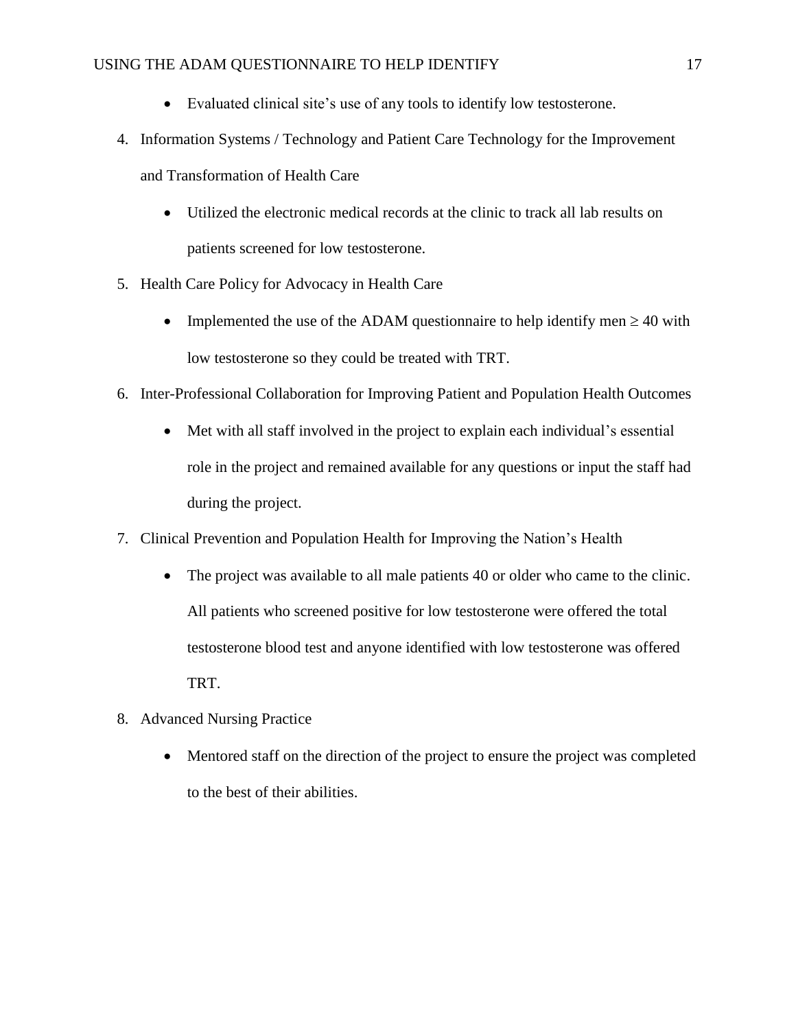- Evaluated clinical site's use of any tools to identify low testosterone.

4. Information Systems / Technology and Patient Care Technology for the Improvement and Transformation of Health Care
   - Utilized the electronic medical records at the clinic to track all lab results on patients screened for low testosterone.
5. Health Care Policy for Advocacy in Health Care
   - Implemented the use of the ADAM questionnaire to help identify men ≥ 40 with low testosterone so they could be treated with TRT.
6. Inter-Professional Collaboration for Improving Patient and Population Health Outcomes
   - Met with all staff involved in the project to explain each individual's essential role in the project and remained available for any questions or input the staff had during the project.
7. Clinical Prevention and Population Health for Improving the Nation's Health
   - The project was available to all male patients 40 or older who came to the clinic. All patients who screened positive for low testosterone were offered the total testosterone blood test and anyone identified with low testosterone was offered TRT.
8. Advanced Nursing Practice
   - Mentored staff on the direction of the project to ensure the project was completed to the best of their abilities.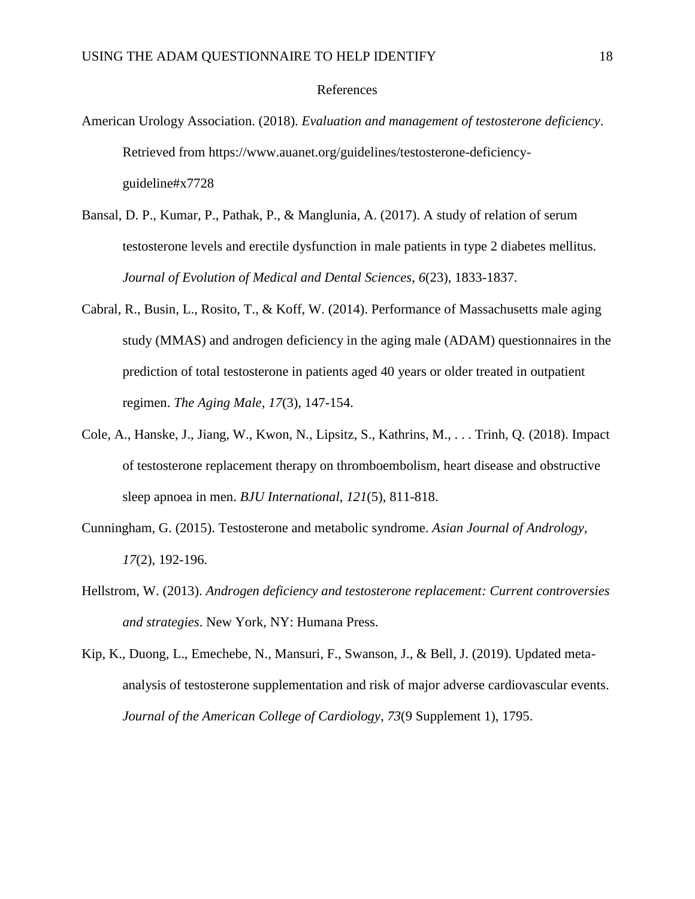# References

American Urology Association. (2018). *Evaluation and management of testosterone deficiency*. Retrieved from https://www.auanet.org/guidelines/testosterone-deficiency-guideline#x7728

Bansal, D. P., Kumar, P., Pathak, P., & Manglunia, A. (2017). A study of relation of serum testosterone levels and erectile dysfunction in male patients in type 2 diabetes mellitus. *Journal of Evolution of Medical and Dental Sciences*, *6*(23), 1833-1837.

Cabral, R., Busin, L., Rosito, T., & Koff, W. (2014). Performance of Massachusetts male aging study (MMAS) and androgen deficiency in the aging male (ADAM) questionnaires in the prediction of total testosterone in patients aged 40 years or older treated in outpatient regimen. *The Aging Male, 17*(3), 147-154.

Cole, A., Hanske, J., Jiang, W., Kwon, N., Lipsitz, S., Kathrins, M., . . . Trinh, Q. (2018). Impact of testosterone replacement therapy on thromboembolism, heart disease and obstructive sleep apnoea in men. *BJU International*, *121*(5), 811-818.

Cunningham, G. (2015). Testosterone and metabolic syndrome. *Asian Journal of Andrology, 17*(2), 192-196.

Hellstrom, W. (2013). *Androgen deficiency and testosterone replacement: Current controversies and strategies*. New York, NY: Humana Press.

Kip, K., Duong, L., Emechebe, N., Mansuri, F., Swanson, J., & Bell, J. (2019). Updated meta-analysis of testosterone supplementation and risk of major adverse cardiovascular events. *Journal of the American College of Cardiology*, *73*(9 Supplement 1), 1795.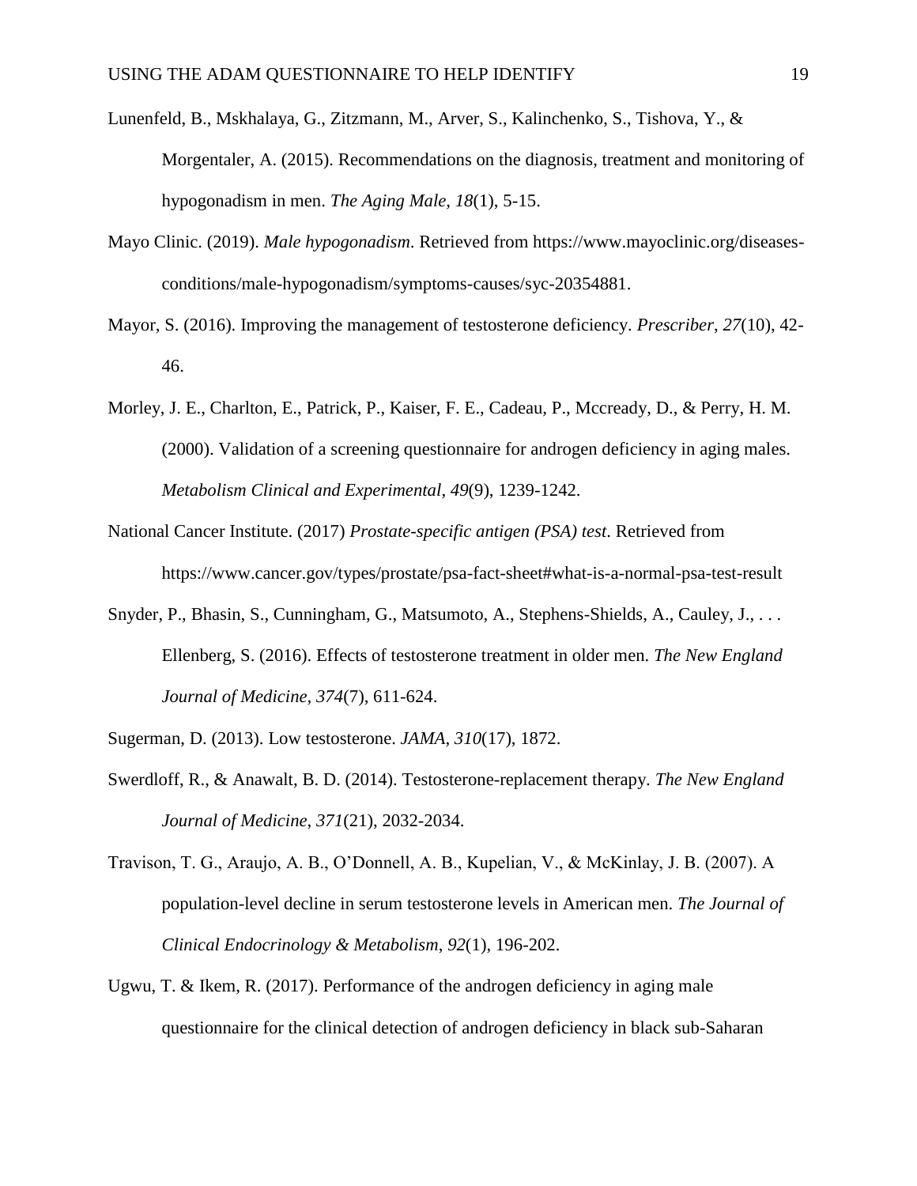Lunenfeld, B., Mskhalaya, G., Zitzmann, M., Arver, S., Kalinchenko, S., Tishova, Y., & Morgentaler, A. (2015). Recommendations on the diagnosis, treatment and monitoring of hypogonadism in men. *The Aging Male*, *18*(1), 5-15.

Mayo Clinic. (2019). *Male hypogonadism*. Retrieved from https://www.mayoclinic.org/diseases-conditions/male-hypogonadism/symptoms-causes/syc-20354881.

Mayor, S. (2016). Improving the management of testosterone deficiency. *Prescriber*, *27*(10), 42-46.

Morley, J. E., Charlton, E., Patrick, P., Kaiser, F. E., Cadeau, P., Mccready, D., & Perry, H. M. (2000). Validation of a screening questionnaire for androgen deficiency in aging males. *Metabolism Clinical and Experimental*, *49*(9), 1239-1242.

National Cancer Institute. (2017) *Prostate-specific antigen (PSA) test*. Retrieved from https://www.cancer.gov/types/prostate/psa-fact-sheet#what-is-a-normal-psa-test-result

Snyder, P., Bhasin, S., Cunningham, G., Matsumoto, A., Stephens-Shields, A., Cauley, J., . . . Ellenberg, S. (2016). Effects of testosterone treatment in older men. *The New England Journal of Medicine, 374*(7), 611-624.

Sugerman, D. (2013). Low testosterone. *JAMA, 310*(17), 1872.

Swerdloff, R., & Anawalt, B. D. (2014). Testosterone-replacement therapy. *The New England Journal of Medicine*, *371*(21), 2032-2034.

Travison, T. G., Araujo, A. B., O'Donnell, A. B., Kupelian, V., & McKinlay, J. B. (2007). A population-level decline in serum testosterone levels in American men. *The Journal of Clinical Endocrinology & Metabolism*, *92*(1), 196-202.

Ugwu, T. & Ikem, R. (2017). Performance of the androgen deficiency in aging male questionnaire for the clinical detection of androgen deficiency in black sub-Saharan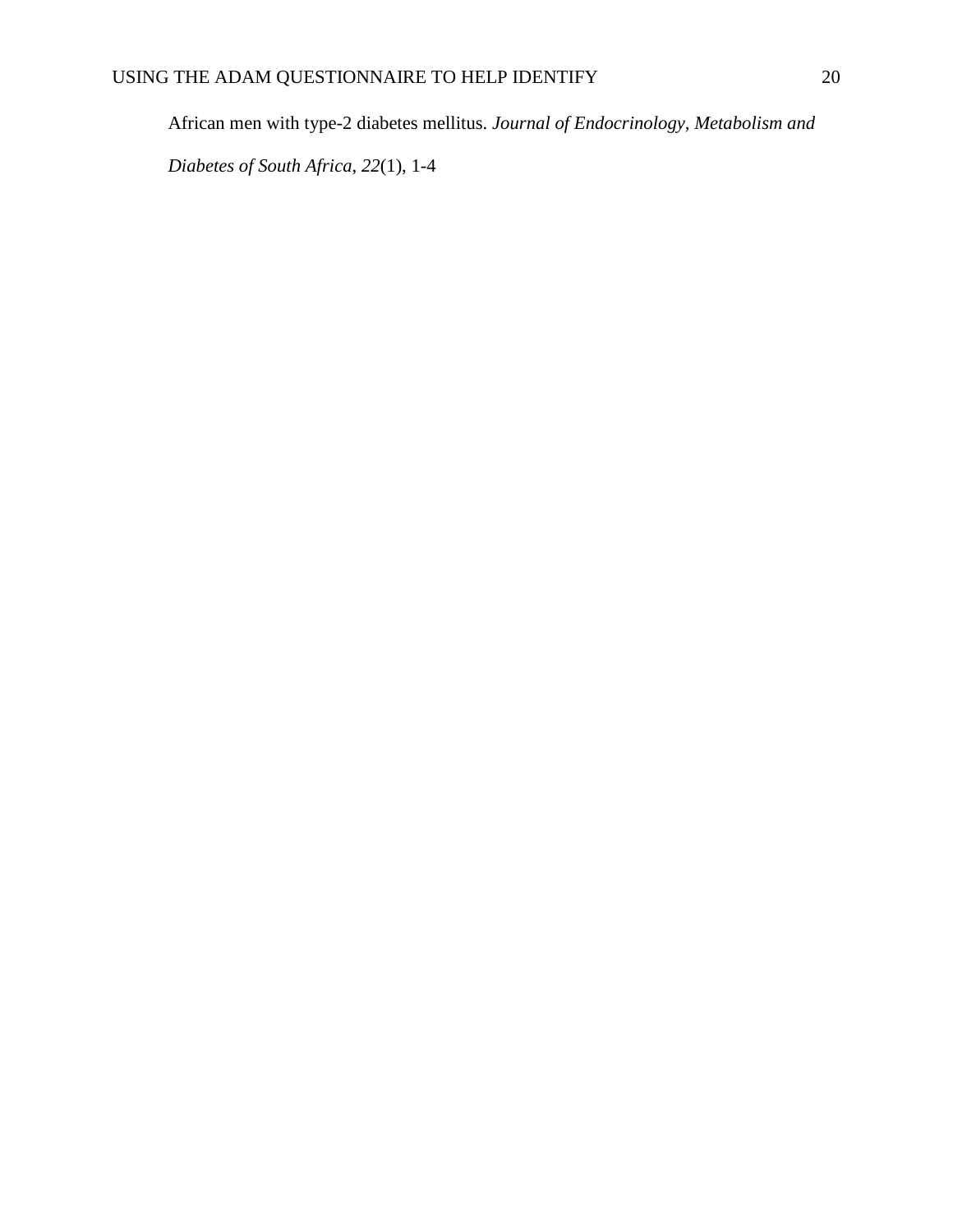African men with type-2 diabetes mellitus. *Journal of Endocrinology, Metabolism and Diabetes of South Africa, 22*(1), 1-4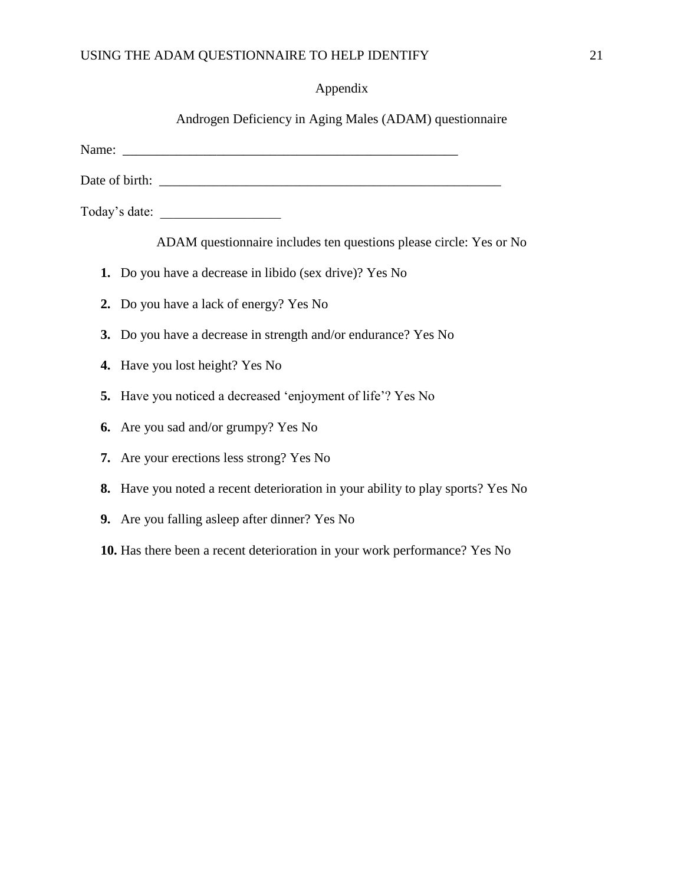# Appendix

## Androgen Deficiency in Aging Males (ADAM) questionnaire

Name: ___________________________________________________

Date of birth: ____________________________________________________

Today's date: __________________

ADAM questionnaire includes ten questions please circle: Yes or No

1. Do you have a decrease in libido (sex drive)? Yes No
2. Do you have a lack of energy? Yes No
3. Do you have a decrease in strength and/or endurance? Yes No
4. Have you lost height? Yes No
5. Have you noticed a decreased 'enjoyment of life'? Yes No
6. Are you sad and/or grumpy? Yes No
7. Are your erections less strong? Yes No
8. Have you noted a recent deterioration in your ability to play sports? Yes No
9. Are you falling asleep after dinner? Yes No
10. Has there been a recent deterioration in your work performance? Yes No